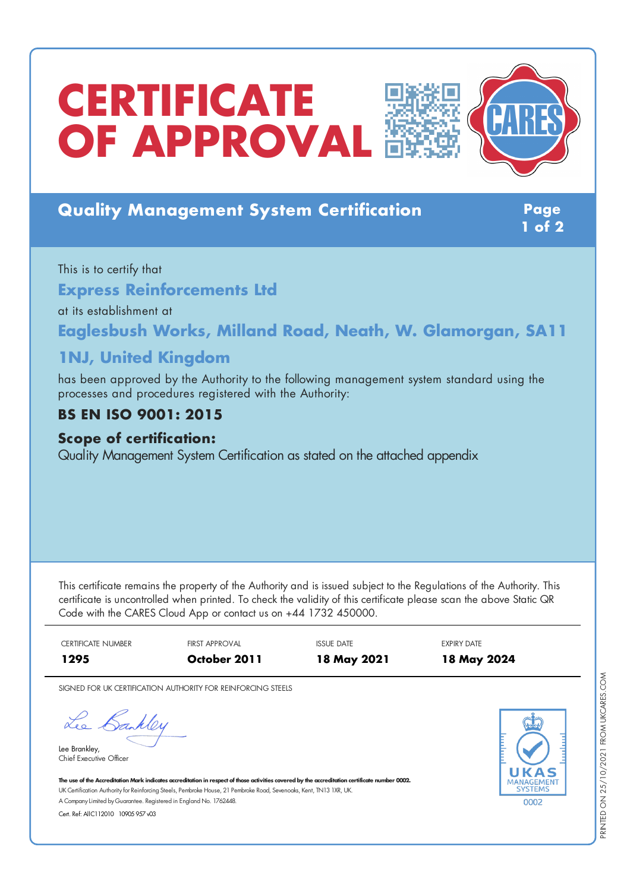# CERTIFICATE OF APPROVAL

## Quality Management System Certification

This is to certify that

**Express Reinforcements Ltd**

at its establishment at

**Eaglesbush Works, Milland Road, Neath, W. Glamorgan, SA11 1NJ, United Kingdom**

has been approved by the Authority to the following management system standard using the processes and procedures registered with the Authority:

**BS EN ISO 9001: 2015**

**Scope of certification:**
Quality Management System Certification as stated on the attached appendix

This certificate remains the property of the Authority and is issued subject to the Regulations of the Authority. This certificate is uncontrolled when printed. To check the validity of this certificate please scan the above Static QR Code with the CARES Cloud App or contact us on +44 1732 450000.

| CERTIFICATE NUMBER | FIRST APPROVAL | ISSUE DATE | EXPIRY DATE |
|---|---|---|---|
| **1295** | **October 2011** | **18 May 2021** | **18 May 2024** |

SIGNED FOR UK CERTIFICATION AUTHORITY FOR REINFORCING STEELS

Lee Brankley,
Chief Executive Officer

**The use of the Accreditation Mark indicates accreditation in respect of those activities covered by the accreditation certificate number 0002.**
UK Certification Authority for Reinforcing Steels, Pembroke House, 21 Pembroke Road, Sevenoaks, Kent, TN13 1XR, UK.
A Company Limited by Guarantee. Registered in England No. 1762448.

Cert. Ref: AIIC112010 10905 957 v03

UKAS MANAGEMENT SYSTEMS 0002

PRINTED ON 25/10/2021 FROM UKCARES.COM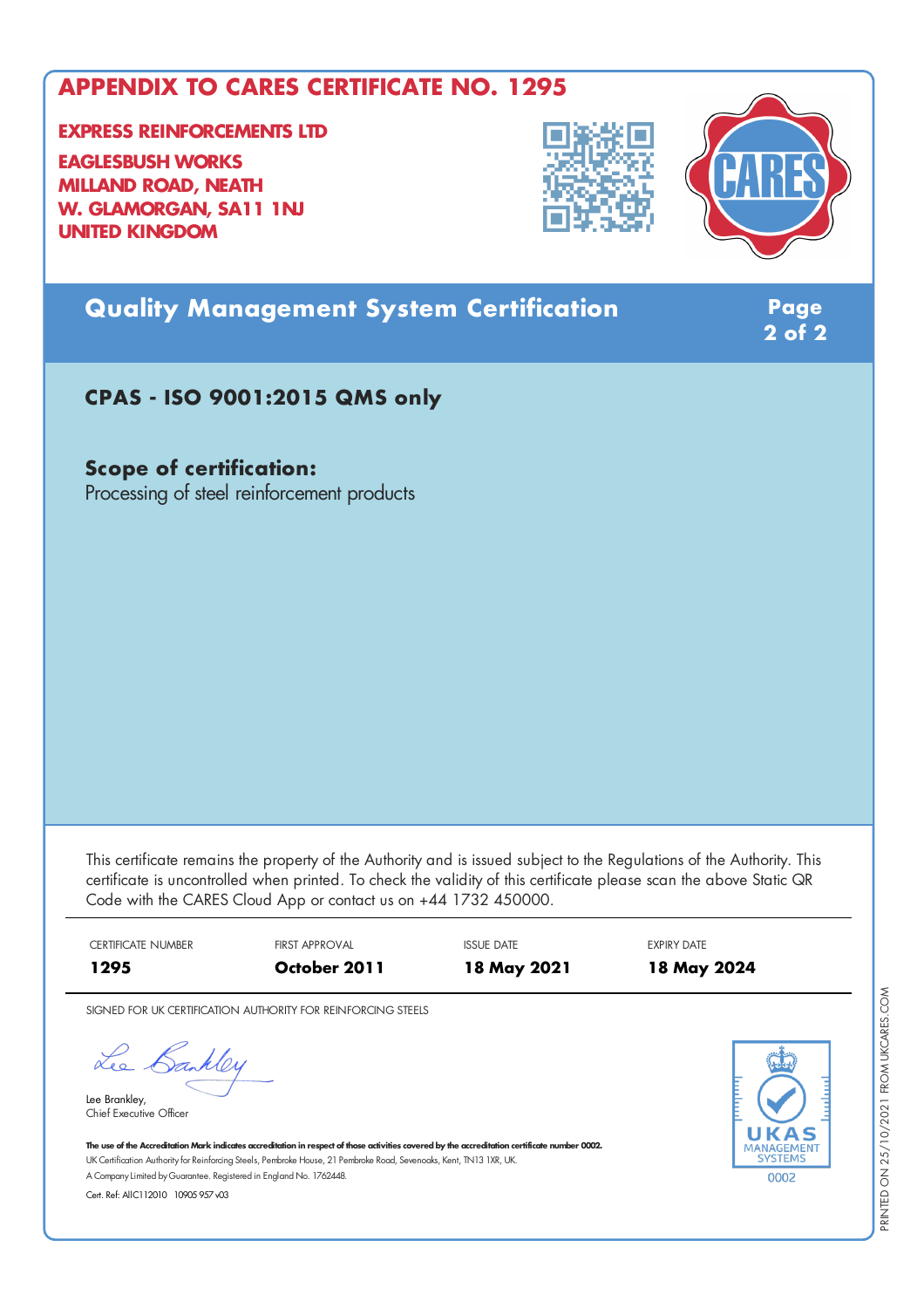# APPENDIX TO CARES CERTIFICATE NO. 1295

**EXPRESS REINFORCEMENTS LTD**

**EAGLESBUSH WORKS**
**MILLAND ROAD, NEATH**
**W. GLAMORGAN, SA11 1NJ**
**UNITED KINGDOM**

## Quality Management System Certification

### CPAS - ISO 9001:2015 QMS only

**Scope of certification:**
Processing of steel reinforcement products

This certificate remains the property of the Authority and is issued subject to the Regulations of the Authority. This certificate is uncontrolled when printed. To check the validity of this certificate please scan the above Static QR Code with the CARES Cloud App or contact us on +44 1732 450000.

| CERTIFICATE NUMBER | FIRST APPROVAL | ISSUE DATE | EXPIRY DATE |
|---|---|---|---|
| **1295** | **October 2011** | **18 May 2021** | **18 May 2024** |

SIGNED FOR UK CERTIFICATION AUTHORITY FOR REINFORCING STEELS

Lee Brankley,
Chief Executive Officer

**The use of the Accreditation Mark indicates accreditation in respect of those activities covered by the accreditation certificate number 0002.**
UK Certification Authority for Reinforcing Steels, Pembroke House, 21 Pembroke Road, Sevenoaks, Kent, TN13 1XR, UK.
A Company Limited by Guarantee. Registered in England No. 1762448.
Cert. Ref: AIIC112010 10905 957 v03

UKAS MANAGEMENT SYSTEMS 0002

PRINTED ON 25/10/2021 FROM UKCARES.COM